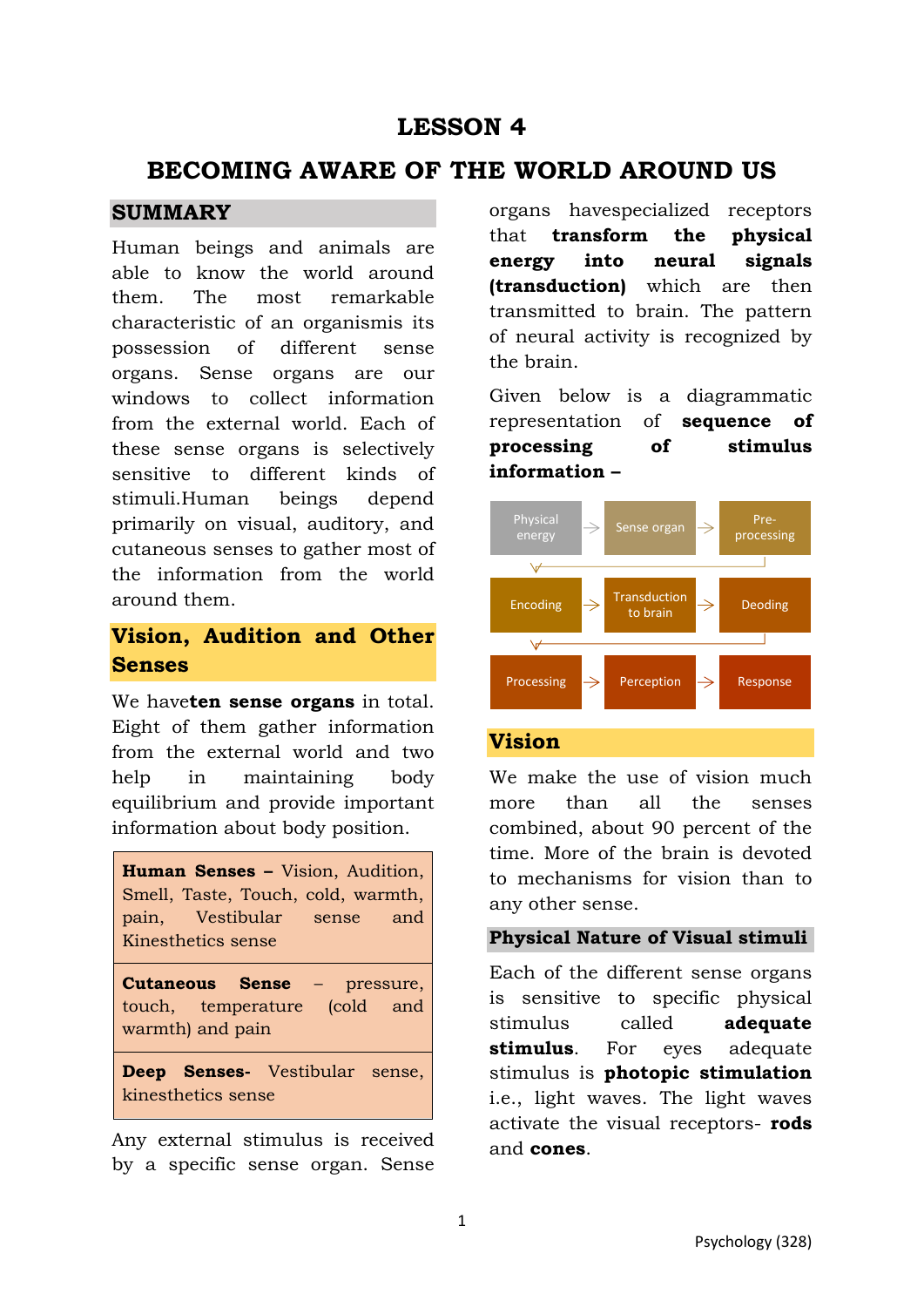# LESSON 4

# BECOMING AWARE OF THE WORLD AROUND US

## SUMMARY

Human beings and animals are able to know the world around them. The most remarkable characteristic of an organismis its possession of different sense organs. Sense organs are our windows to collect information from the external world. Each of these sense organs is selectively sensitive to different kinds of stimuli.Human beings depend primarily on visual, auditory, and cutaneous senses to gather most of the information from the world around them.

## Vision, Audition and Other Senses

We have**ten sense organs** in total. Eight of them gather information from the external world and two help in maintaining body equilibrium and provide important information about body position.

| |
|---|
| **Human Senses –** Vision, Audition, Smell, Taste, Touch, cold, warmth, pain, Vestibular sense and Kinesthetics sense |
| **Cutaneous Sense** – pressure, touch, temperature (cold and warmth) and pain |
| **Deep Senses-** Vestibular sense, kinesthetics sense |

Any external stimulus is received by a specific sense organ. Sense organs havespecialized receptors that **transform the physical energy into neural signals (transduction)** which are then transmitted to brain. The pattern of neural activity is recognized by the brain.

Given below is a diagrammatic representation of **sequence of processing of stimulus information –**

Physical energy → Sense organ → Pre-processing → Encoding → Transduction to brain → Deoding → Processing → Perception → Response

## Vision

We make the use of vision much more than all the senses combined, about 90 percent of the time. More of the brain is devoted to mechanisms for vision than to any other sense.

### Physical Nature of Visual stimuli

Each of the different sense organs is sensitive to specific physical stimulus called **adequate stimulus**. For eyes adequate stimulus is **photopic stimulation** i.e., light waves. The light waves activate the visual receptors- **rods** and **cones**.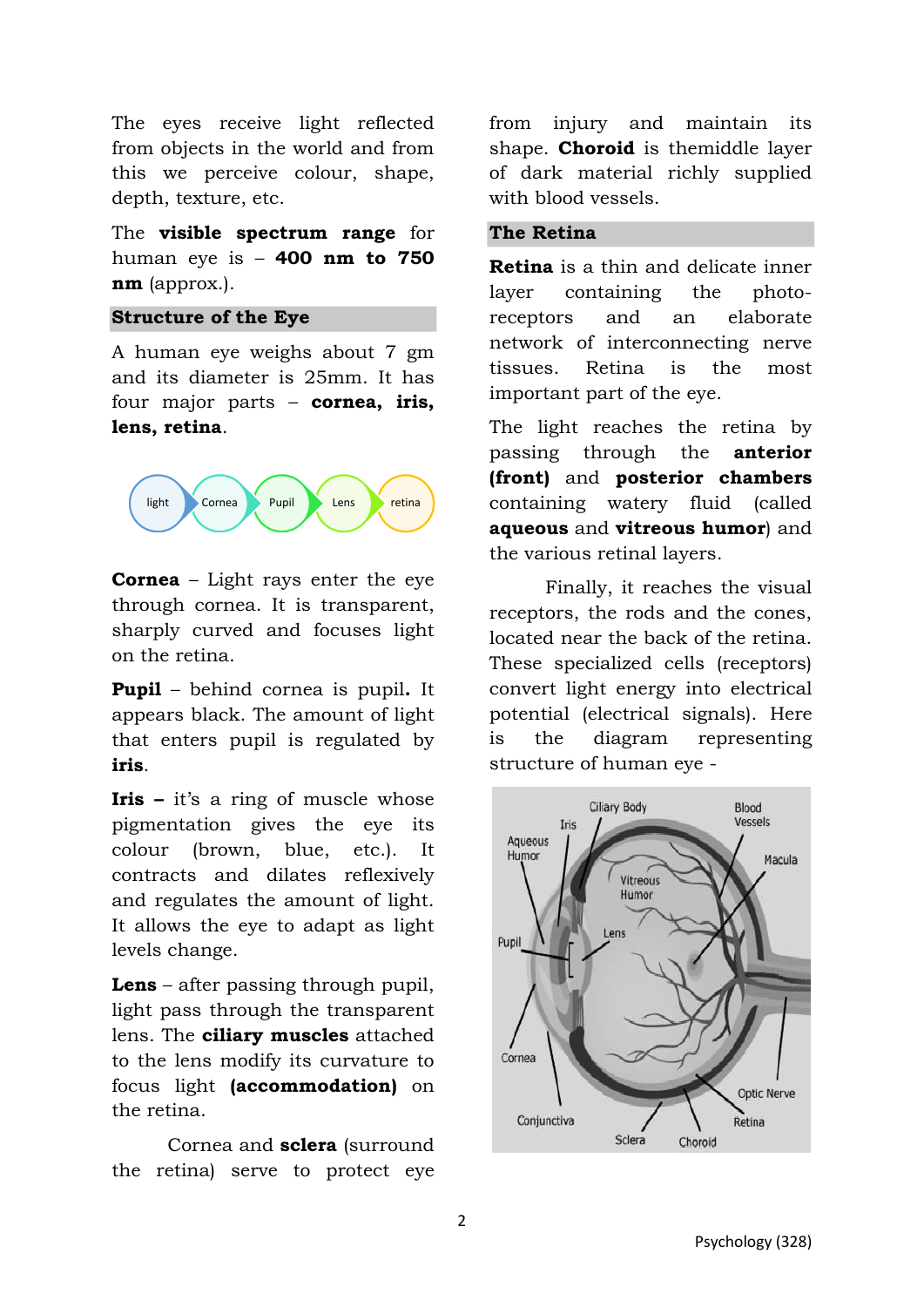The eyes receive light reflected from objects in the world and from this we perceive colour, shape, depth, texture, etc.

The **visible spectrum range** for human eye is – **400 nm to 750 nm** (approx.).

## Structure of the Eye

A human eye weighs about 7 gm and its diameter is 25mm. It has four major parts – **cornea, iris, lens, retina**.

light → Cornea → Pupil → Lens → retina

**Cornea** – Light rays enter the eye through cornea. It is transparent, sharply curved and focuses light on the retina.

**Pupil** – behind cornea is pupil**.** It appears black. The amount of light that enters pupil is regulated by **iris**.

**Iris –** it's a ring of muscle whose pigmentation gives the eye its colour (brown, blue, etc.). It contracts and dilates reflexively and regulates the amount of light. It allows the eye to adapt as light levels change.

**Lens** – after passing through pupil, light pass through the transparent lens. The **ciliary muscles** attached to the lens modify its curvature to focus light **(accommodation)** on the retina.

Cornea and **sclera** (surround the retina) serve to protect eye from injury and maintain its shape. **Choroid** is themiddle layer of dark material richly supplied with blood vessels.

## The Retina

**Retina** is a thin and delicate inner layer containing the photo-receptors and an elaborate network of interconnecting nerve tissues. Retina is the most important part of the eye.

The light reaches the retina by passing through the **anterior (front)** and **posterior chambers** containing watery fluid (called **aqueous** and **vitreous humor**) and the various retinal layers.

Finally, it reaches the visual receptors, the rods and the cones, located near the back of the retina. These specialized cells (receptors) convert light energy into electrical potential (electrical signals). Here is the diagram representing structure of human eye -

Ciliary Body, Iris, Aqueous Humor, Blood Vessels, Macula, Vitreous Humor, Lens, Pupil, Cornea, Optic Nerve, Conjunctiva, Retina, Sclera, Choroid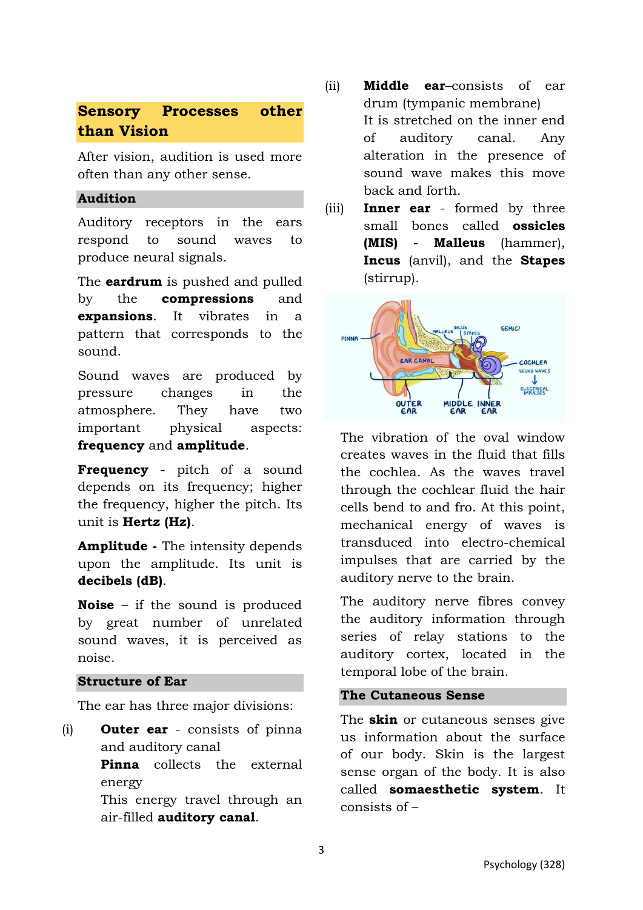## Sensory Processes other than Vision

After vision, audition is used more often than any other sense.

### Audition

Auditory receptors in the ears respond to sound waves to produce neural signals.

The **eardrum** is pushed and pulled by the **compressions** and **expansions**. It vibrates in a pattern that corresponds to the sound.

Sound waves are produced by pressure changes in the atmosphere. They have two important physical aspects: **frequency** and **amplitude**.

**Frequency** - pitch of a sound depends on its frequency; higher the frequency, higher the pitch. Its unit is **Hertz (Hz)**.

**Amplitude -** The intensity depends upon the amplitude. Its unit is **decibels (dB)**.

**Noise** – if the sound is produced by great number of unrelated sound waves, it is perceived as noise.

### Structure of Ear

The ear has three major divisions:

(i) **Outer ear** - consists of pinna and auditory canal
**Pinna** collects the external energy
This energy travel through an air-filled **auditory canal**.

(ii) **Middle ear**–consists of ear drum (tympanic membrane)
It is stretched on the inner end of auditory canal. Any alteration in the presence of sound wave makes this move back and forth.

(iii) **Inner ear** - formed by three small bones called **ossicles (MIS)** - **Malleus** (hammer), **Incus** (anvil), and the **Stapes** (stirrup).

The vibration of the oval window creates waves in the fluid that fills the cochlea. As the waves travel through the cochlear fluid the hair cells bend to and fro. At this point, mechanical energy of waves is transduced into electro-chemical impulses that are carried by the auditory nerve to the brain.

The auditory nerve fibres convey the auditory information through series of relay stations to the auditory cortex, located in the temporal lobe of the brain.

### The Cutaneous Sense

The **skin** or cutaneous senses give us information about the surface of our body. Skin is the largest sense organ of the body. It is also called **somaesthetic system**. It consists of –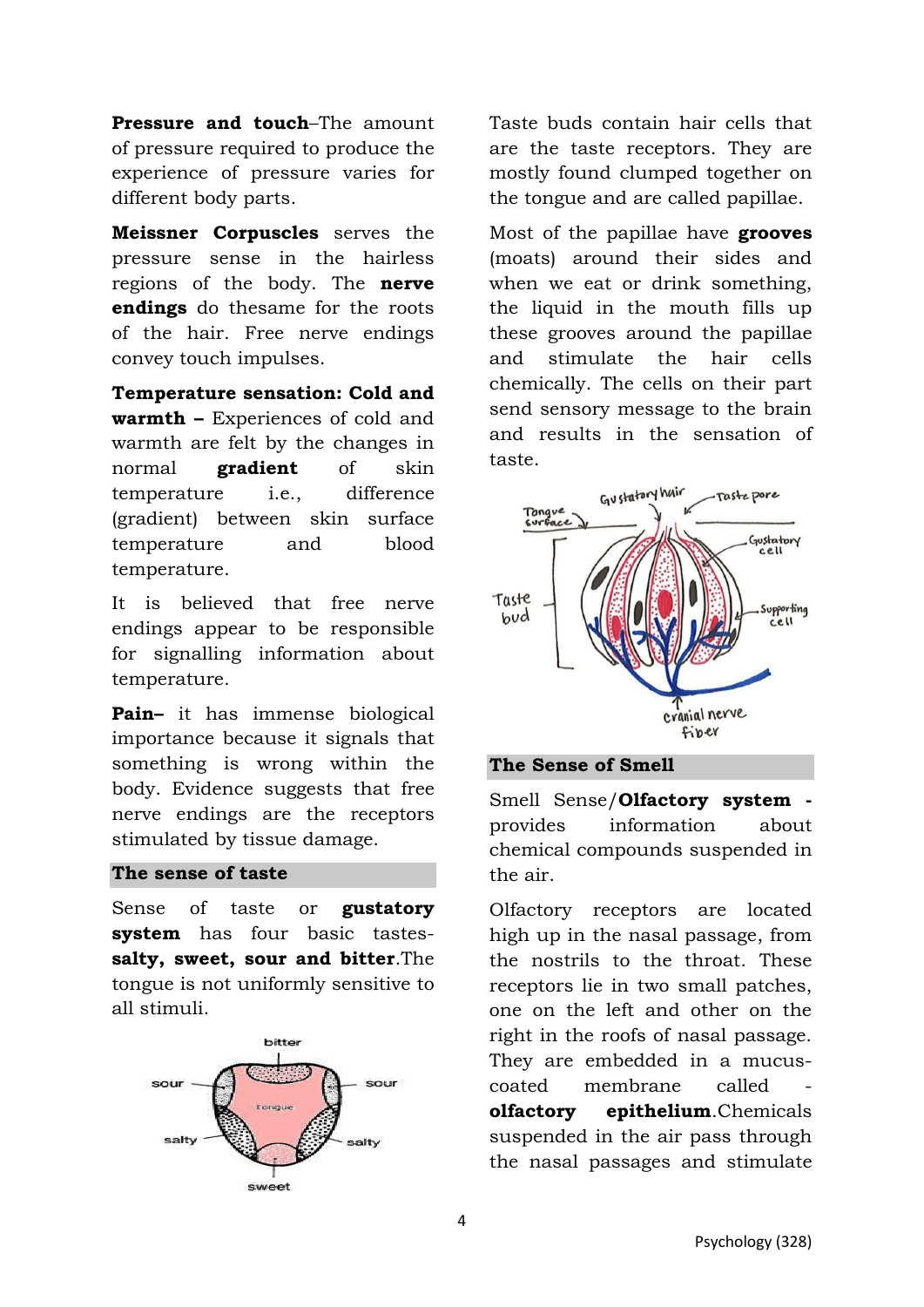**Pressure and touch**–The amount of pressure required to produce the experience of pressure varies for different body parts.

**Meissner Corpuscles** serves the pressure sense in the hairless regions of the body. The **nerve endings** do thesame for the roots of the hair. Free nerve endings convey touch impulses.

**Temperature sensation: Cold and warmth –** Experiences of cold and warmth are felt by the changes in normal **gradient** of skin temperature i.e., difference (gradient) between skin surface temperature and blood temperature.

It is believed that free nerve endings appear to be responsible for signalling information about temperature.

**Pain–** it has immense biological importance because it signals that something is wrong within the body. Evidence suggests that free nerve endings are the receptors stimulated by tissue damage.

## The sense of taste

Sense of taste or **gustatory system** has four basic tastes- **salty, sweet, sour and bitter**.The tongue is not uniformly sensitive to all stimuli.

Taste buds contain hair cells that are the taste receptors. They are mostly found clumped together on the tongue and are called papillae.

Most of the papillae have **grooves** (moats) around their sides and when we eat or drink something, the liquid in the mouth fills up these grooves around the papillae and stimulate the hair cells chemically. The cells on their part send sensory message to the brain and results in the sensation of taste.

## The Sense of Smell

Smell Sense/**Olfactory system -** provides information about chemical compounds suspended in the air.

Olfactory receptors are located high up in the nasal passage, from the nostrils to the throat. These receptors lie in two small patches, one on the left and other on the right in the roofs of nasal passage. They are embedded in a mucus-coated membrane called - **olfactory epithelium**.Chemicals suspended in the air pass through the nasal passages and stimulate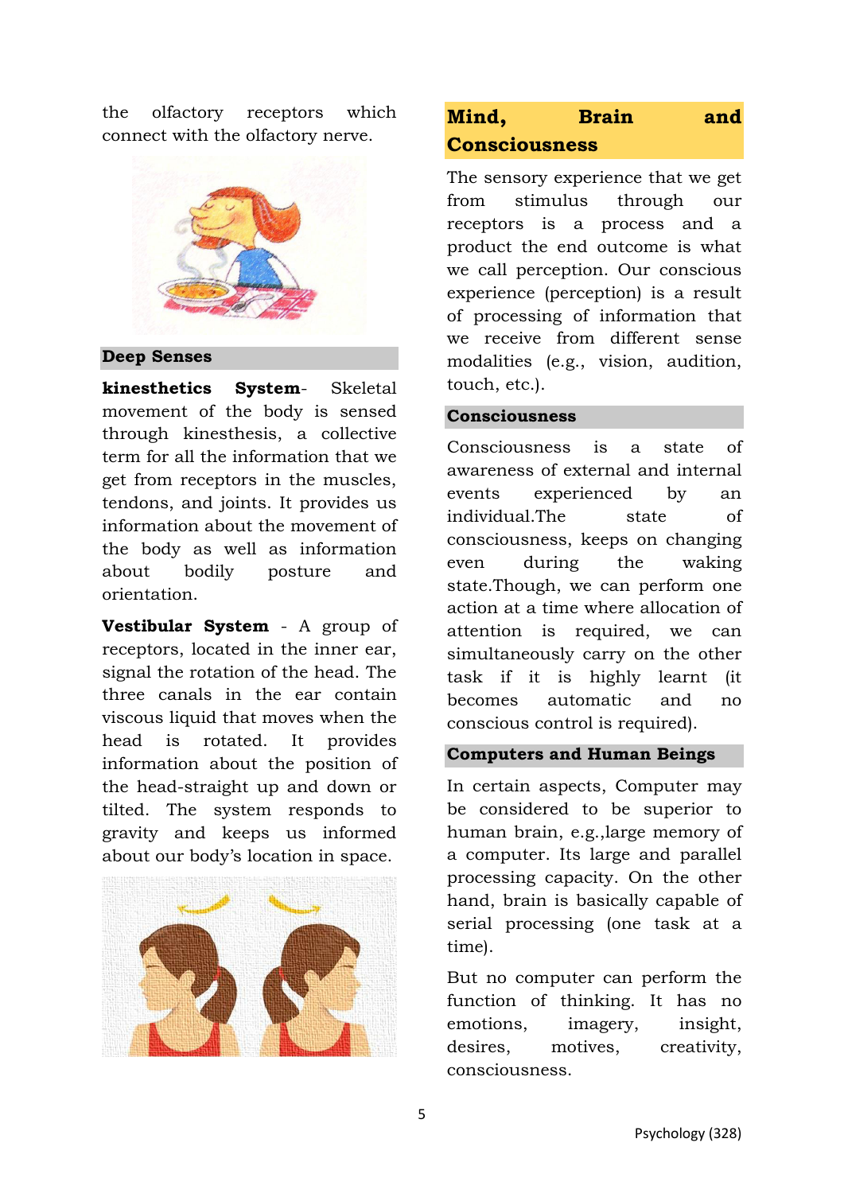the olfactory receptors which connect with the olfactory nerve.

### Deep Senses

**kinesthetics System**- Skeletal movement of the body is sensed through kinesthesis, a collective term for all the information that we get from receptors in the muscles, tendons, and joints. It provides us information about the movement of the body as well as information about bodily posture and orientation.

**Vestibular System** - A group of receptors, located in the inner ear, signal the rotation of the head. The three canals in the ear contain viscous liquid that moves when the head is rotated. It provides information about the position of the head-straight up and down or tilted. The system responds to gravity and keeps us informed about our body's location in space.

## Mind, Brain and Consciousness

The sensory experience that we get from stimulus through our receptors is a process and a product the end outcome is what we call perception. Our conscious experience (perception) is a result of processing of information that we receive from different sense modalities (e.g., vision, audition, touch, etc.).

### Consciousness

Consciousness is a state of awareness of external and internal events experienced by an individual.The state of consciousness, keeps on changing even during the waking state.Though, we can perform one action at a time where allocation of attention is required, we can simultaneously carry on the other task if it is highly learnt (it becomes automatic and no conscious control is required).

### Computers and Human Beings

In certain aspects, Computer may be considered to be superior to human brain, e.g.,large memory of a computer. Its large and parallel processing capacity. On the other hand, brain is basically capable of serial processing (one task at a time).

But no computer can perform the function of thinking. It has no emotions, imagery, insight, desires, motives, creativity, consciousness.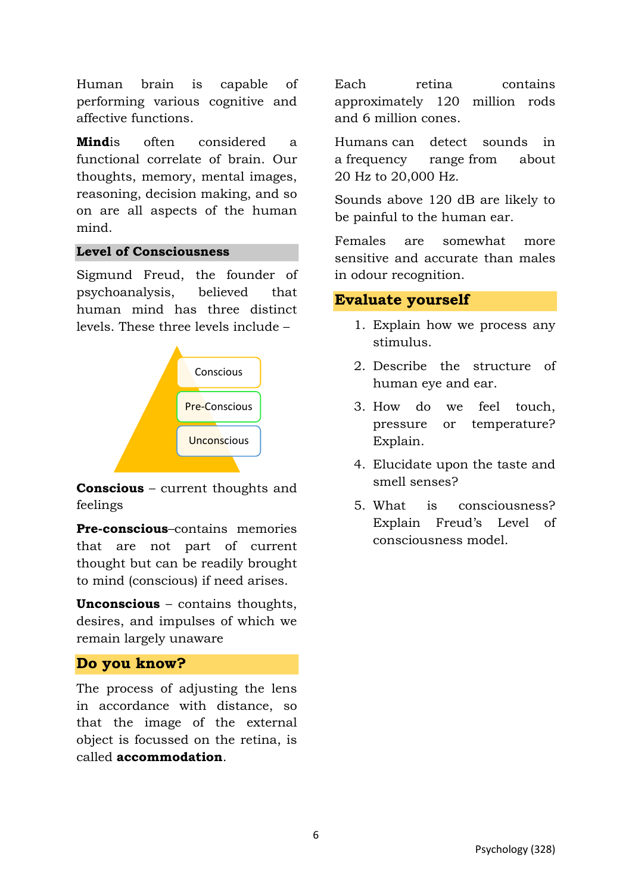Human brain is capable of performing various cognitive and affective functions.

**Mind**is often considered a functional correlate of brain. Our thoughts, memory, mental images, reasoning, decision making, and so on are all aspects of the human mind.

## Level of Consciousness

Sigmund Freud, the founder of psychoanalysis, believed that human mind has three distinct levels. These three levels include –

Conscious

Pre-Conscious

Unconscious

**Conscious** – current thoughts and feelings

**Pre-conscious**–contains memories that are not part of current thought but can be readily brought to mind (conscious) if need arises.

**Unconscious** – contains thoughts, desires, and impulses of which we remain largely unaware

## Do you know?

The process of adjusting the lens in accordance with distance, so that the image of the external object is focussed on the retina, is called **accommodation**.

Each retina contains approximately 120 million rods and 6 million cones.

Humans can detect sounds in a frequency range from about 20 Hz to 20,000 Hz.

Sounds above 120 dB are likely to be painful to the human ear.

Females are somewhat more sensitive and accurate than males in odour recognition.

## Evaluate yourself

1. Explain how we process any stimulus.
2. Describe the structure of human eye and ear.
3. How do we feel touch, pressure or temperature? Explain.
4. Elucidate upon the taste and smell senses?
5. What is consciousness? Explain Freud's Level of consciousness model.